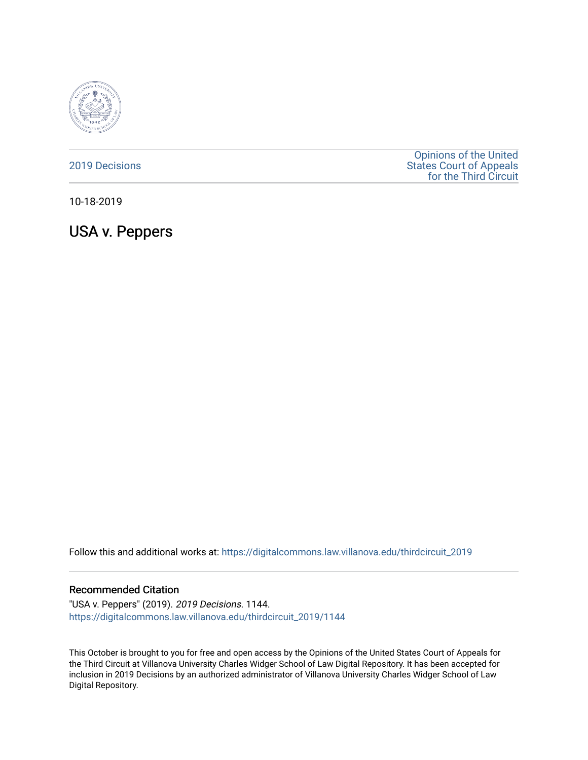2019 Decisions

Opinions of the United States Court of Appeals for the Third Circuit

10-18-2019

# USA v. Peppers

Follow this and additional works at: https://digitalcommons.law.villanova.edu/thirdcircuit_2019

## Recommended Citation

"USA v. Peppers" (2019). *2019 Decisions*. 1144.
https://digitalcommons.law.villanova.edu/thirdcircuit_2019/1144

This October is brought to you for free and open access by the Opinions of the United States Court of Appeals for the Third Circuit at Villanova University Charles Widger School of Law Digital Repository. It has been accepted for inclusion in 2019 Decisions by an authorized administrator of Villanova University Charles Widger School of Law Digital Repository.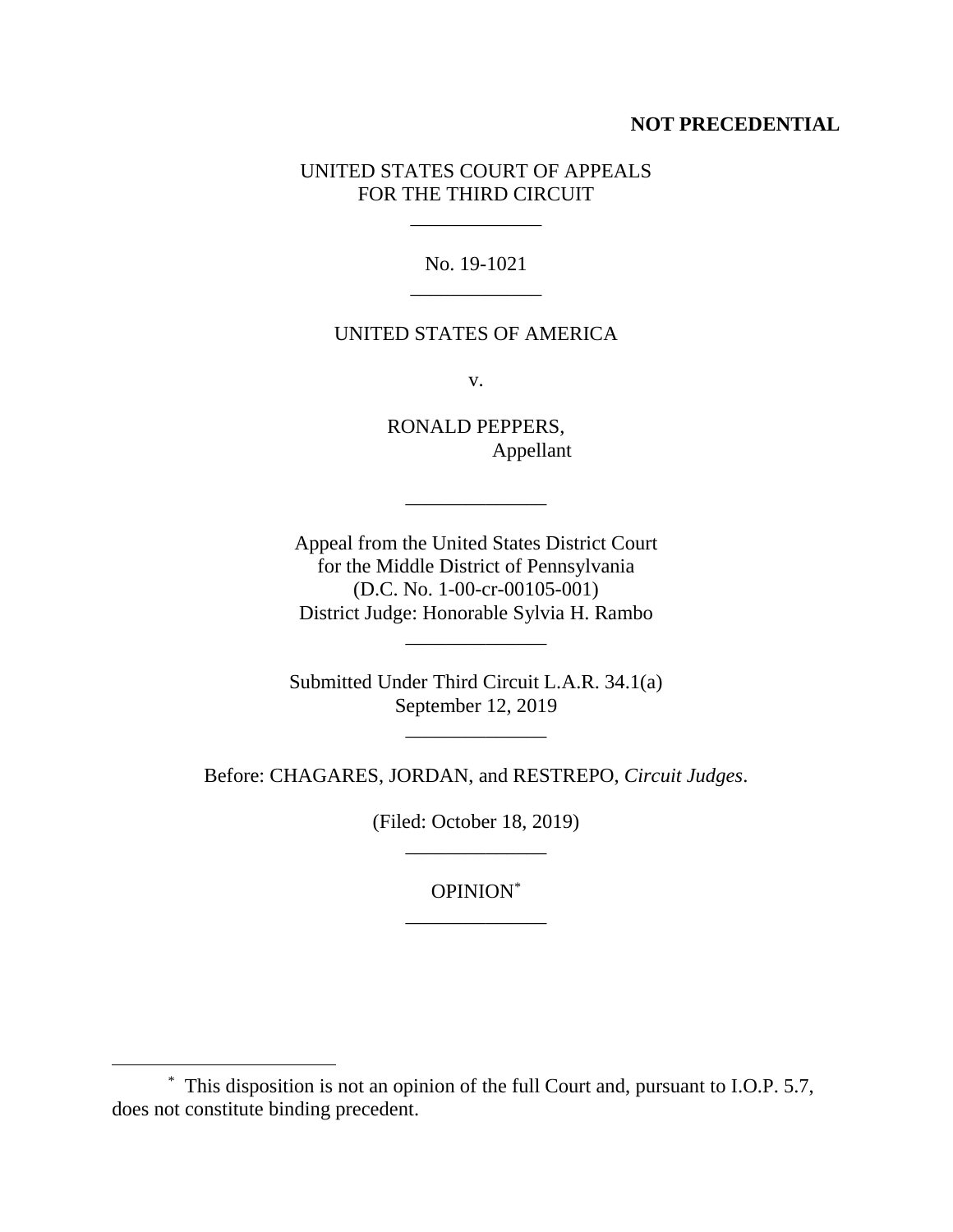**NOT PRECEDENTIAL**

UNITED STATES COURT OF APPEALS
FOR THE THIRD CIRCUIT

\_\_\_\_\_\_\_\_\_\_\_\_\_

No. 19-1021

\_\_\_\_\_\_\_\_\_\_\_\_\_

UNITED STATES OF AMERICA

v.

RONALD PEPPERS,
Appellant

\_\_\_\_\_\_\_\_\_\_\_\_\_\_

Appeal from the United States District Court
for the Middle District of Pennsylvania
(D.C. No. 1-00-cr-00105-001)
District Judge: Honorable Sylvia H. Rambo

\_\_\_\_\_\_\_\_\_\_\_\_\_\_

Submitted Under Third Circuit L.A.R. 34.1(a)
September 12, 2019

\_\_\_\_\_\_\_\_\_\_\_\_\_\_

Before: CHAGARES, JORDAN, and RESTREPO, *Circuit Judges*.

(Filed: October 18, 2019)

\_\_\_\_\_\_\_\_\_\_\_\_\_\_

OPINION[*]

\_\_\_\_\_\_\_\_\_\_\_\_\_\_

[*] This disposition is not an opinion of the full Court and, pursuant to I.O.P. 5.7, does not constitute binding precedent.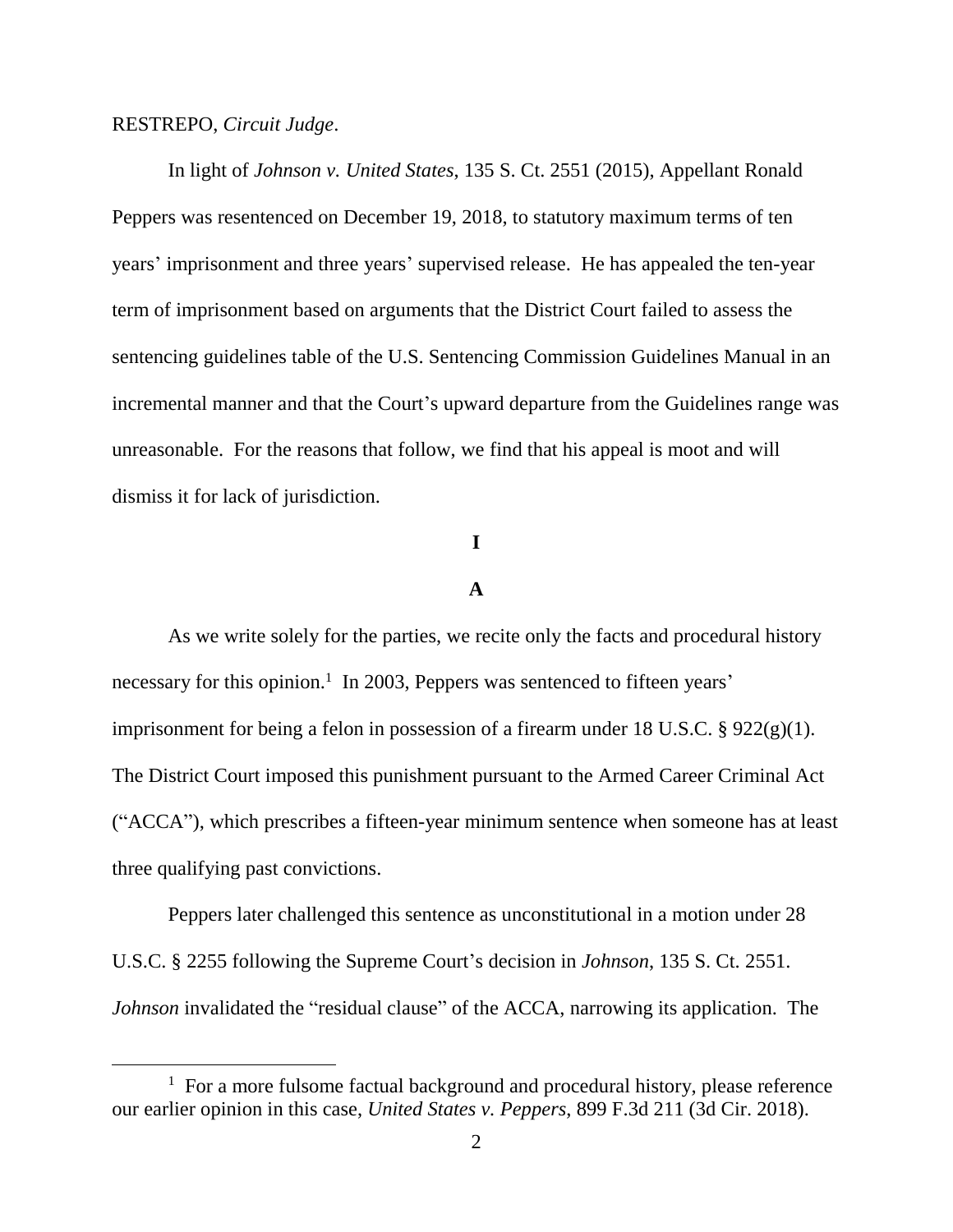RESTREPO, *Circuit Judge*.

In light of *Johnson v. United States*, 135 S. Ct. 2551 (2015), Appellant Ronald Peppers was resentenced on December 19, 2018, to statutory maximum terms of ten years' imprisonment and three years' supervised release. He has appealed the ten-year term of imprisonment based on arguments that the District Court failed to assess the sentencing guidelines table of the U.S. Sentencing Commission Guidelines Manual in an incremental manner and that the Court's upward departure from the Guidelines range was unreasonable. For the reasons that follow, we find that his appeal is moot and will dismiss it for lack of jurisdiction.

# I

## A

As we write solely for the parties, we recite only the facts and procedural history necessary for this opinion.[1] In 2003, Peppers was sentenced to fifteen years' imprisonment for being a felon in possession of a firearm under 18 U.S.C. § 922(g)(1). The District Court imposed this punishment pursuant to the Armed Career Criminal Act ("ACCA"), which prescribes a fifteen-year minimum sentence when someone has at least three qualifying past convictions.

Peppers later challenged this sentence as unconstitutional in a motion under 28 U.S.C. § 2255 following the Supreme Court's decision in *Johnson*, 135 S. Ct. 2551. *Johnson* invalidated the "residual clause" of the ACCA, narrowing its application. The

[1] For a more fulsome factual background and procedural history, please reference our earlier opinion in this case, *United States v. Peppers*, 899 F.3d 211 (3d Cir. 2018).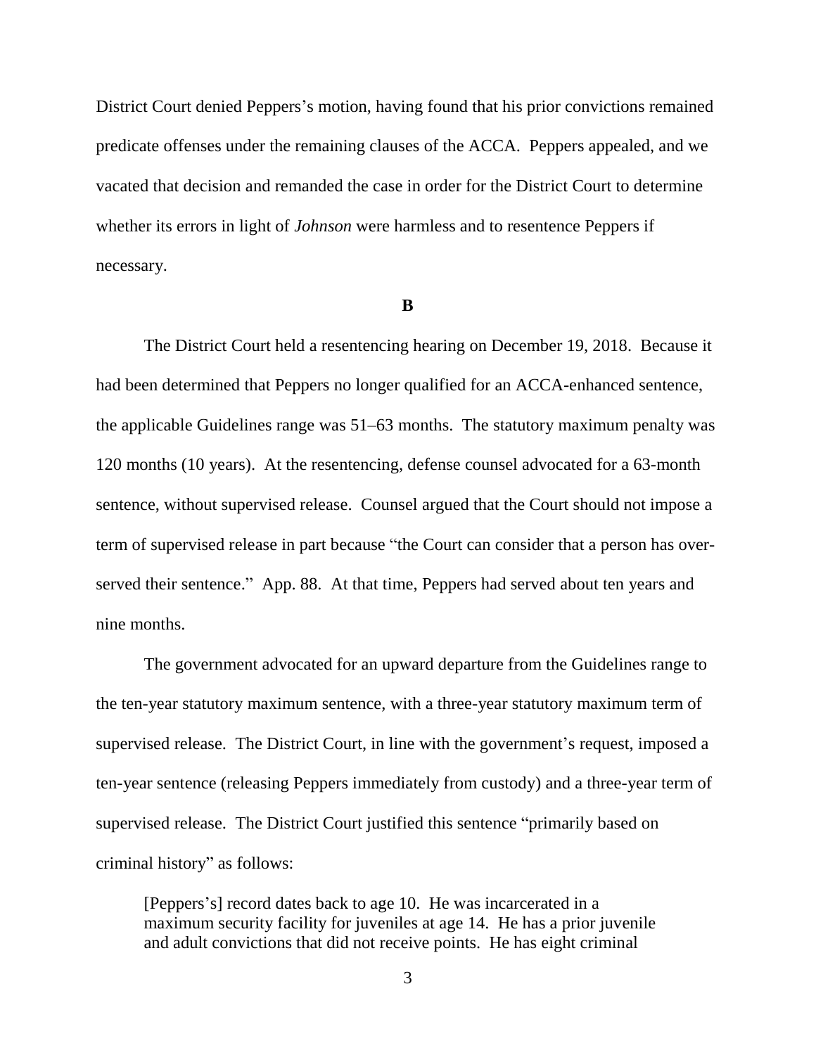District Court denied Peppers's motion, having found that his prior convictions remained predicate offenses under the remaining clauses of the ACCA. Peppers appealed, and we vacated that decision and remanded the case in order for the District Court to determine whether its errors in light of *Johnson* were harmless and to resentence Peppers if necessary.

**B**

The District Court held a resentencing hearing on December 19, 2018. Because it had been determined that Peppers no longer qualified for an ACCA-enhanced sentence, the applicable Guidelines range was 51–63 months. The statutory maximum penalty was 120 months (10 years). At the resentencing, defense counsel advocated for a 63-month sentence, without supervised release. Counsel argued that the Court should not impose a term of supervised release in part because "the Court can consider that a person has over-served their sentence." App. 88. At that time, Peppers had served about ten years and nine months.

The government advocated for an upward departure from the Guidelines range to the ten-year statutory maximum sentence, with a three-year statutory maximum term of supervised release. The District Court, in line with the government's request, imposed a ten-year sentence (releasing Peppers immediately from custody) and a three-year term of supervised release. The District Court justified this sentence "primarily based on criminal history" as follows:

> [Peppers's] record dates back to age 10. He was incarcerated in a maximum security facility for juveniles at age 14. He has a prior juvenile and adult convictions that did not receive points. He has eight criminal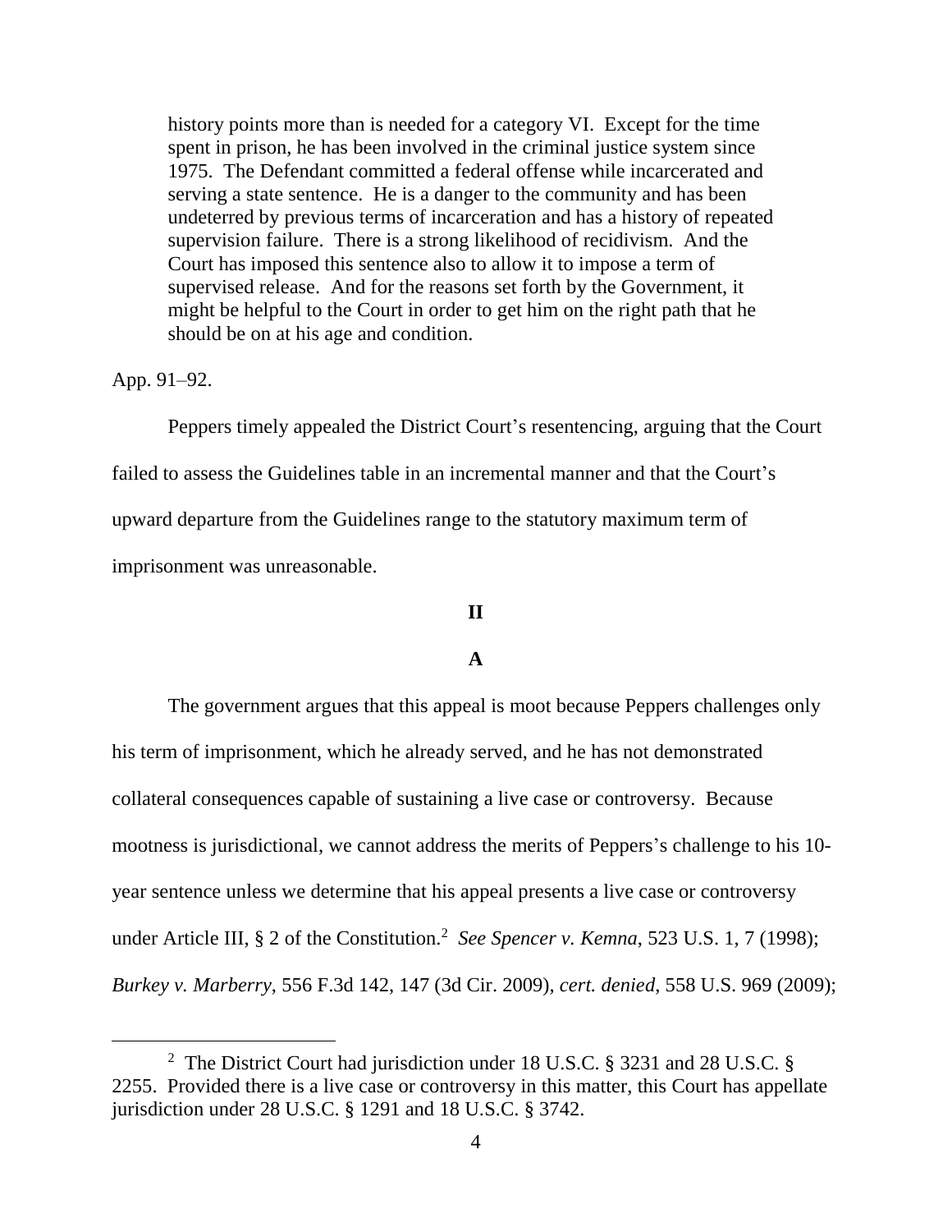> history points more than is needed for a category VI. Except for the time spent in prison, he has been involved in the criminal justice system since 1975. The Defendant committed a federal offense while incarcerated and serving a state sentence. He is a danger to the community and has been undeterred by previous terms of incarceration and has a history of repeated supervision failure. There is a strong likelihood of recidivism. And the Court has imposed this sentence also to allow it to impose a term of supervised release. And for the reasons set forth by the Government, it might be helpful to the Court in order to get him on the right path that he should be on at his age and condition.

App. 91–92.

Peppers timely appealed the District Court's resentencing, arguing that the Court failed to assess the Guidelines table in an incremental manner and that the Court's upward departure from the Guidelines range to the statutory maximum term of imprisonment was unreasonable.

## II

### A

The government argues that this appeal is moot because Peppers challenges only his term of imprisonment, which he already served, and he has not demonstrated collateral consequences capable of sustaining a live case or controversy. Because mootness is jurisdictional, we cannot address the merits of Peppers's challenge to his 10-year sentence unless we determine that his appeal presents a live case or controversy under Article III, § 2 of the Constitution.[2] *See Spencer v. Kemna*, 523 U.S. 1, 7 (1998); *Burkey v. Marberry*, 556 F.3d 142, 147 (3d Cir. 2009), *cert. denied*, 558 U.S. 969 (2009);

---

[2] The District Court had jurisdiction under 18 U.S.C. § 3231 and 28 U.S.C. § 2255. Provided there is a live case or controversy in this matter, this Court has appellate jurisdiction under 28 U.S.C. § 1291 and 18 U.S.C. § 3742.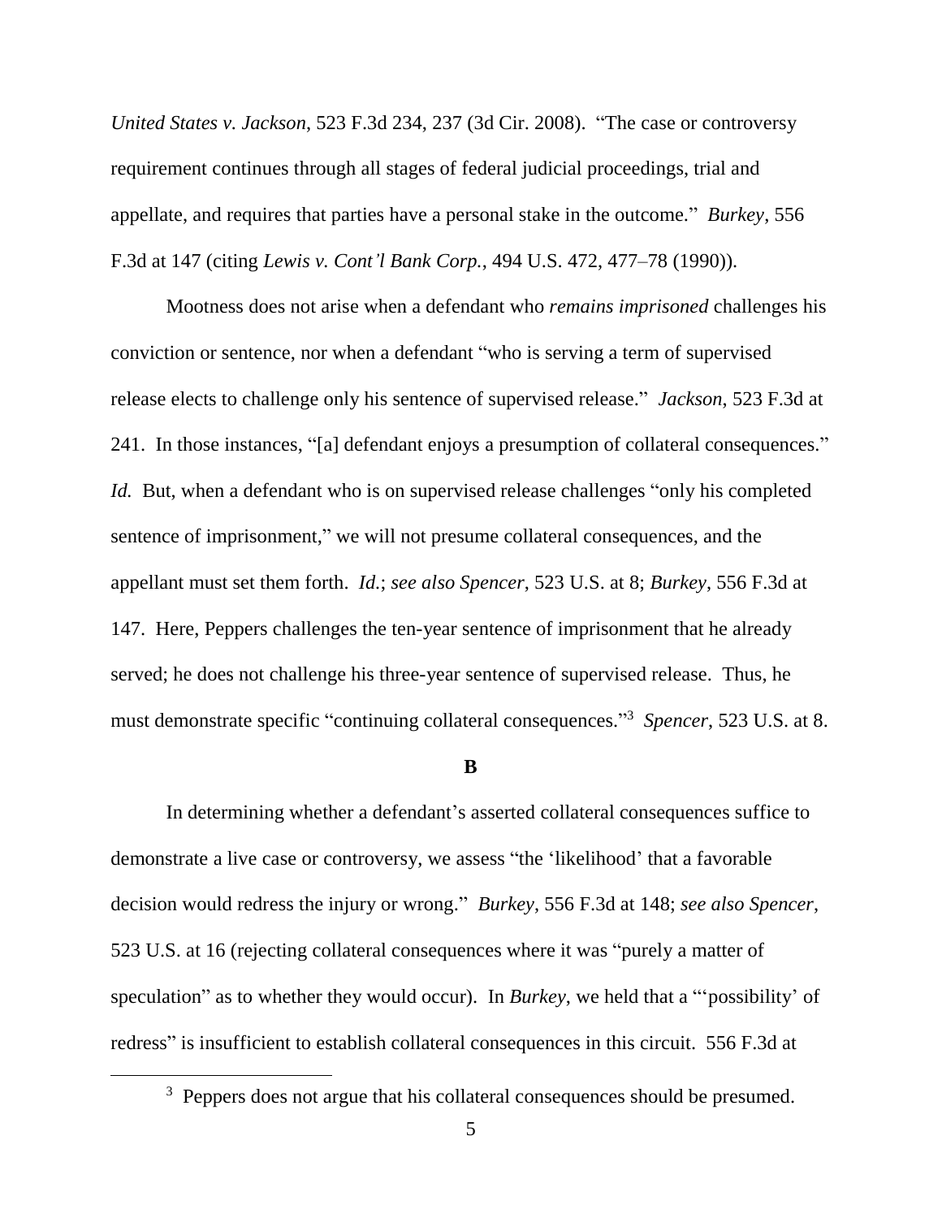*United States v. Jackson*, 523 F.3d 234, 237 (3d Cir. 2008). "The case or controversy requirement continues through all stages of federal judicial proceedings, trial and appellate, and requires that parties have a personal stake in the outcome." *Burkey*, 556 F.3d at 147 (citing *Lewis v. Cont'l Bank Corp.*, 494 U.S. 472, 477–78 (1990)).

Mootness does not arise when a defendant who *remains imprisoned* challenges his conviction or sentence, nor when a defendant "who is serving a term of supervised release elects to challenge only his sentence of supervised release." *Jackson*, 523 F.3d at 241. In those instances, "[a] defendant enjoys a presumption of collateral consequences." *Id.* But, when a defendant who is on supervised release challenges "only his completed sentence of imprisonment," we will not presume collateral consequences, and the appellant must set them forth. *Id.*; *see also Spencer*, 523 U.S. at 8; *Burkey*, 556 F.3d at 147. Here, Peppers challenges the ten-year sentence of imprisonment that he already served; he does not challenge his three-year sentence of supervised release. Thus, he must demonstrate specific "continuing collateral consequences."[3] *Spencer*, 523 U.S. at 8.

**B**

In determining whether a defendant's asserted collateral consequences suffice to demonstrate a live case or controversy, we assess "the 'likelihood' that a favorable decision would redress the injury or wrong." *Burkey*, 556 F.3d at 148; *see also Spencer*, 523 U.S. at 16 (rejecting collateral consequences where it was "purely a matter of speculation" as to whether they would occur). In *Burkey*, we held that a "'possibility' of redress" is insufficient to establish collateral consequences in this circuit. 556 F.3d at

[3] Peppers does not argue that his collateral consequences should be presumed.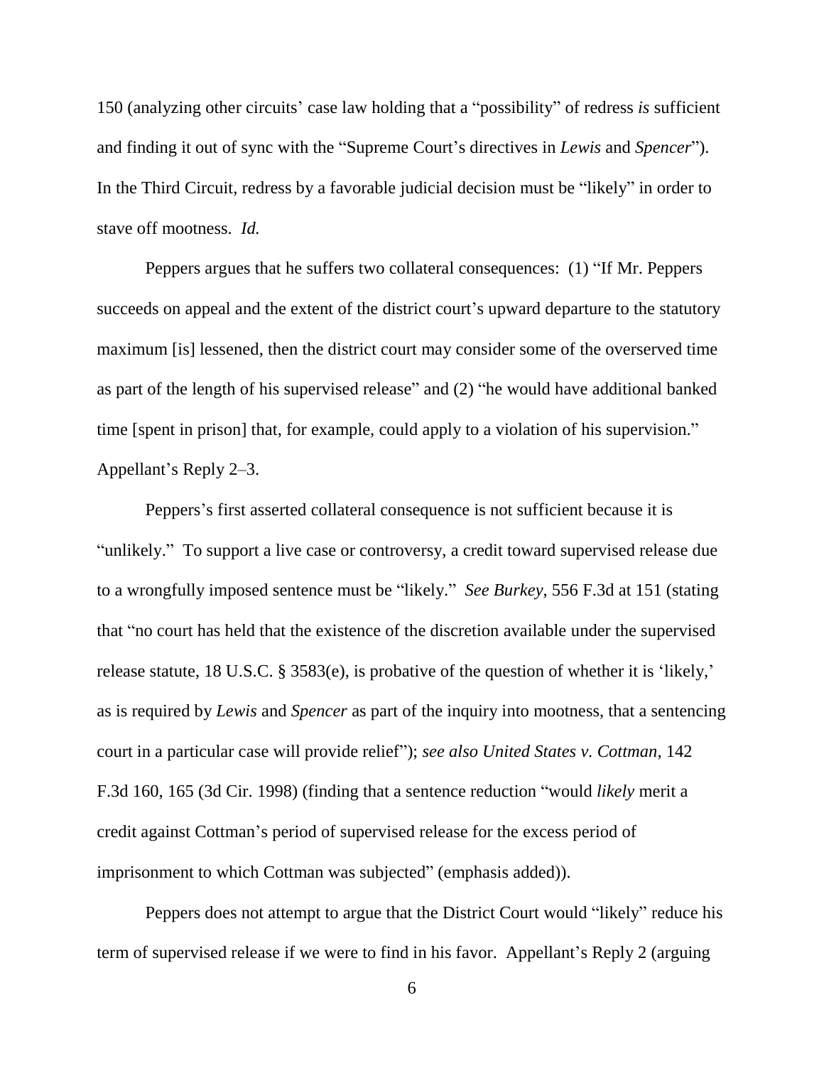150 (analyzing other circuits' case law holding that a "possibility" of redress *is* sufficient and finding it out of sync with the "Supreme Court's directives in *Lewis* and *Spencer*"). In the Third Circuit, redress by a favorable judicial decision must be "likely" in order to stave off mootness. *Id.*

Peppers argues that he suffers two collateral consequences: (1) "If Mr. Peppers succeeds on appeal and the extent of the district court's upward departure to the statutory maximum [is] lessened, then the district court may consider some of the overserved time as part of the length of his supervised release" and (2) "he would have additional banked time [spent in prison] that, for example, could apply to a violation of his supervision." Appellant's Reply 2–3.

Peppers's first asserted collateral consequence is not sufficient because it is "unlikely." To support a live case or controversy, a credit toward supervised release due to a wrongfully imposed sentence must be "likely." *See Burkey*, 556 F.3d at 151 (stating that "no court has held that the existence of the discretion available under the supervised release statute, 18 U.S.C. § 3583(e), is probative of the question of whether it is 'likely,' as is required by *Lewis* and *Spencer* as part of the inquiry into mootness, that a sentencing court in a particular case will provide relief"); *see also United States v. Cottman*, 142 F.3d 160, 165 (3d Cir. 1998) (finding that a sentence reduction "would *likely* merit a credit against Cottman's period of supervised release for the excess period of imprisonment to which Cottman was subjected" (emphasis added)).

Peppers does not attempt to argue that the District Court would "likely" reduce his term of supervised release if we were to find in his favor. Appellant's Reply 2 (arguing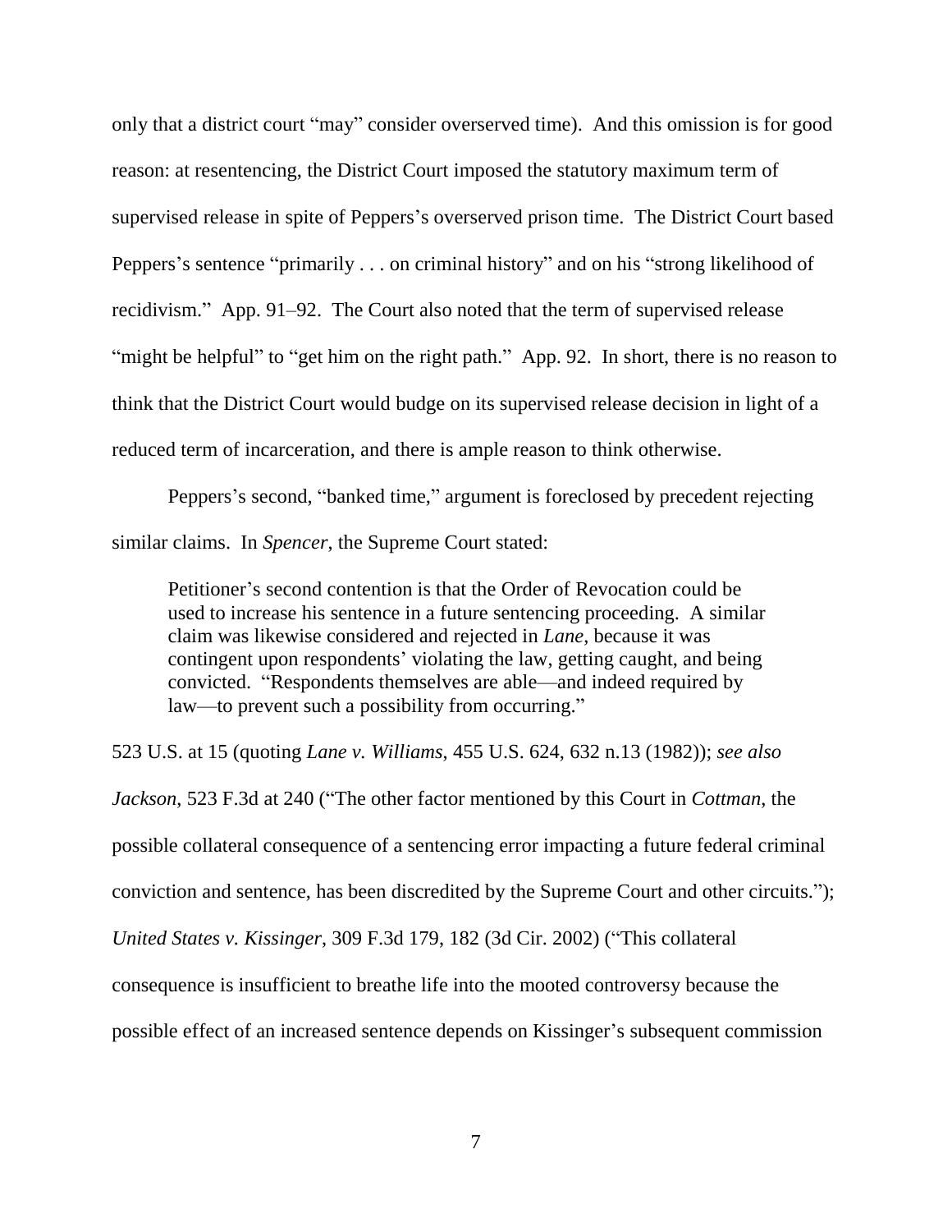only that a district court "may" consider overserved time). And this omission is for good reason: at resentencing, the District Court imposed the statutory maximum term of supervised release in spite of Peppers's overserved prison time. The District Court based Peppers's sentence "primarily . . . on criminal history" and on his "strong likelihood of recidivism." App. 91–92. The Court also noted that the term of supervised release "might be helpful" to "get him on the right path." App. 92. In short, there is no reason to think that the District Court would budge on its supervised release decision in light of a reduced term of incarceration, and there is ample reason to think otherwise.

Peppers's second, "banked time," argument is foreclosed by precedent rejecting similar claims. In *Spencer*, the Supreme Court stated:

> Petitioner's second contention is that the Order of Revocation could be used to increase his sentence in a future sentencing proceeding. A similar claim was likewise considered and rejected in *Lane*, because it was contingent upon respondents' violating the law, getting caught, and being convicted. "Respondents themselves are able—and indeed required by law—to prevent such a possibility from occurring."

523 U.S. at 15 (quoting *Lane v. Williams*, 455 U.S. 624, 632 n.13 (1982)); *see also Jackson*, 523 F.3d at 240 ("The other factor mentioned by this Court in *Cottman*, the possible collateral consequence of a sentencing error impacting a future federal criminal conviction and sentence, has been discredited by the Supreme Court and other circuits."); *United States v. Kissinger*, 309 F.3d 179, 182 (3d Cir. 2002) ("This collateral consequence is insufficient to breathe life into the mooted controversy because the possible effect of an increased sentence depends on Kissinger's subsequent commission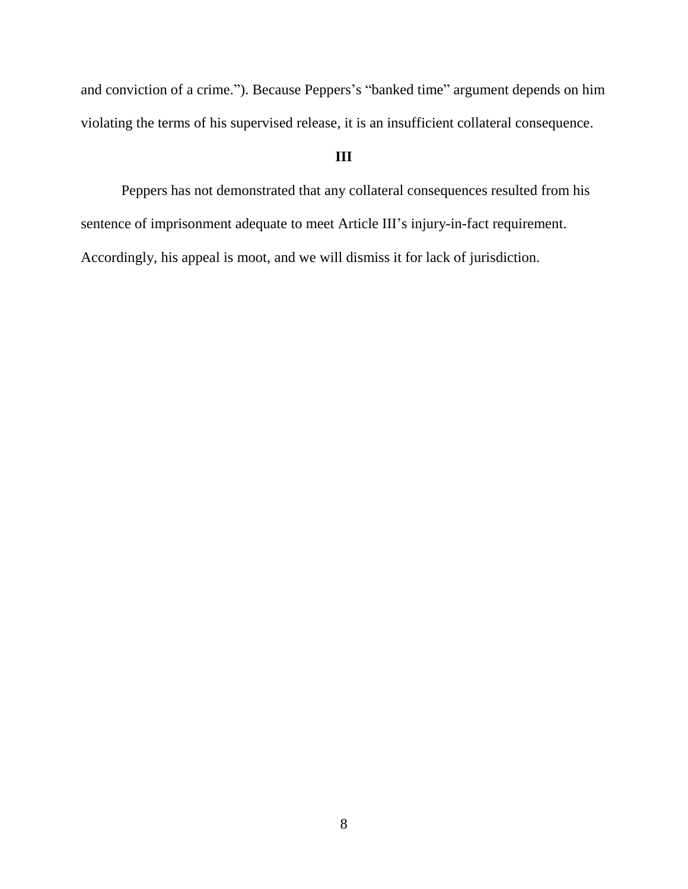and conviction of a crime."). Because Peppers's "banked time" argument depends on him violating the terms of his supervised release, it is an insufficient collateral consequence.

## III

Peppers has not demonstrated that any collateral consequences resulted from his sentence of imprisonment adequate to meet Article III's injury-in-fact requirement. Accordingly, his appeal is moot, and we will dismiss it for lack of jurisdiction.